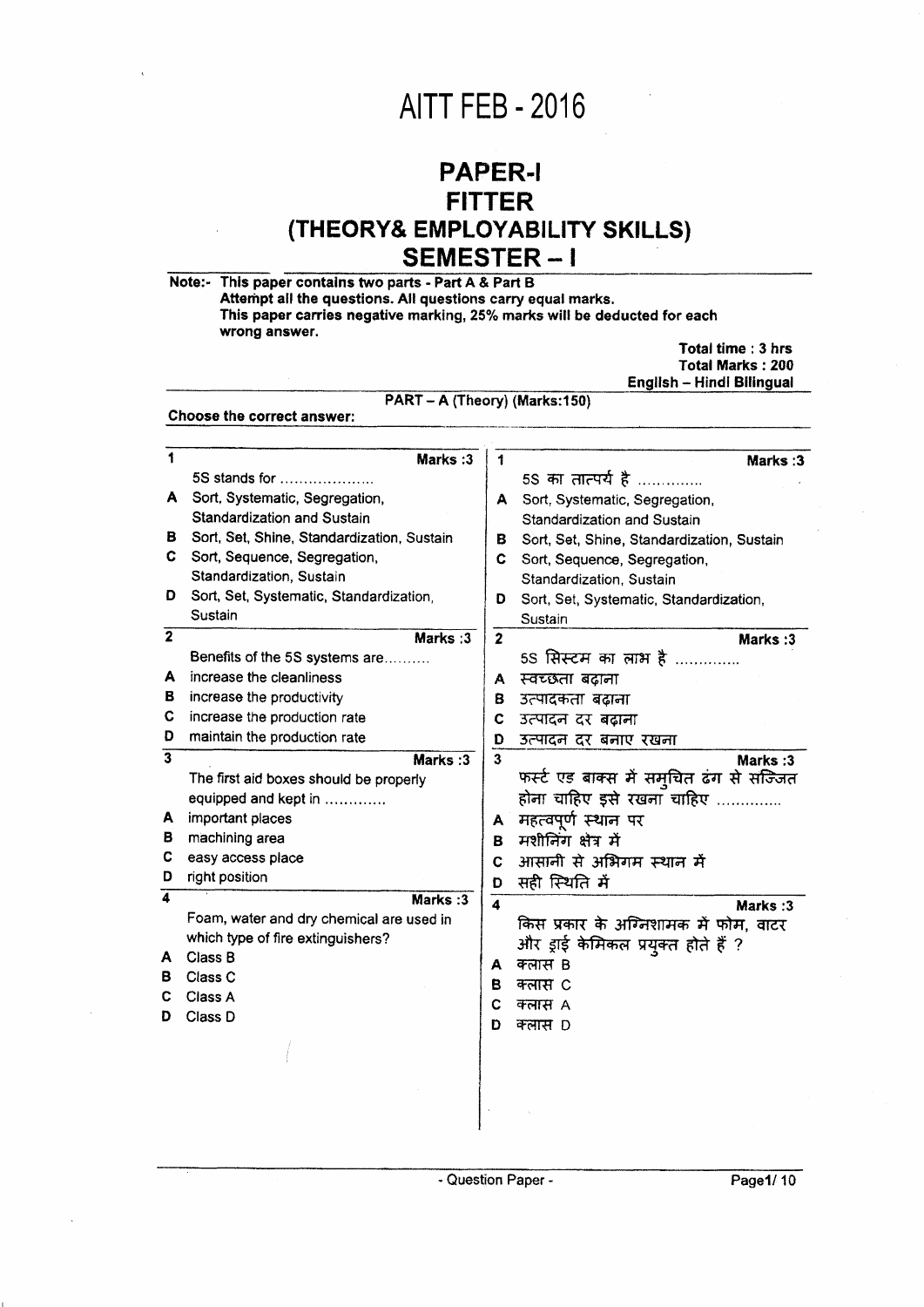# AITT FEB - 2016

## PAPER-I
## FITTER
## (THEORY& EMPLOYABILITY SKILLS)
## SEMESTER – I

**Note:- This paper contains two parts - Part A & Part B**
**Attempt all the questions. All questions carry equal marks.**
**This paper carries negative marking, 25% marks will be deducted for each wrong answer.**

**Total time : 3 hrs**
**Total Marks : 200**
**English – Hindi Bilingual**

**PART – A (Theory) (Marks:150)**

**Choose the correct answer:**

**1** **Marks :3**

5S stands for ....................

- **A** Sort, Systematic, Segregation, Standardization and Sustain
- **B** Sort, Set, Shine, Standardization, Sustain
- **C** Sort, Sequence, Segregation, Standardization, Sustain
- **D** Sort, Set, Systematic, Standardization, Sustain

**1** **Marks :3**

5S का तात्पर्य है ..............

- **A** Sort, Systematic, Segregation, Standardization and Sustain
- **B** Sort, Set, Shine, Standardization, Sustain
- **C** Sort, Sequence, Segregation, Standardization, Sustain
- **D** Sort, Set, Systematic, Standardization, Sustain

**2** **Marks :3**

Benefits of the 5S systems are..........

- **A** increase the cleanliness
- **B** increase the productivity
- **C** increase the production rate
- **D** maintain the production rate

**2** **Marks :3**

5S सिस्टम का लाभ है ..............

- **A** स्वच्छता बढ़ाना
- **B** उत्पादकता बढ़ाना
- **C** उत्पादन दर बढ़ाना
- **D** उत्पादन दर बनाए रखना

**3** **Marks :3**

The first aid boxes should be properly equipped and kept in .............

- **A** important places
- **B** machining area
- **C** easy access place
- **D** right position

**3** **Marks :3**

फर्स्ट एड बाक्स में समुचित ढंग से सज्जित होना चाहिए इसे रखना चाहिए ..............

- **A** महत्वपूर्ण स्थान पर
- **B** मशीनिंग क्षेत्र में
- **C** आसानी से अभिगम स्थान में
- **D** सही स्थिति में

**4** **Marks :3**

Foam, water and dry chemical are used in which type of fire extinguishers?

- **A** Class B
- **B** Class C
- **C** Class A
- **D** Class D

**4** **Marks :3**

किस प्रकार के अग्निशामक में फोम, वाटर और ड्राई केमिकल प्रयुक्त होते हैं ?

- **A** क्लास B
- **B** क्लास C
- **C** क्लास A
- **D** क्लास D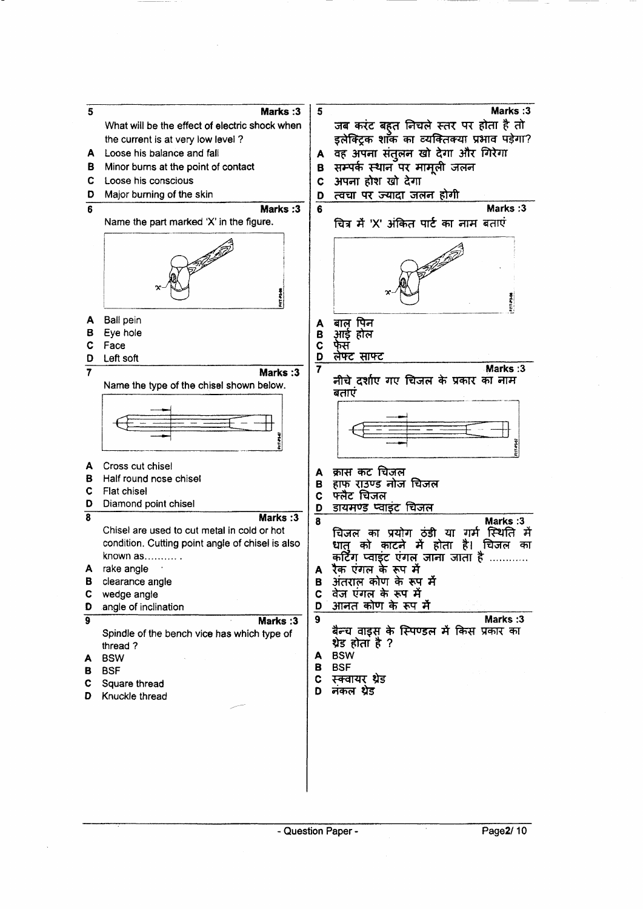**5** **Marks :3**

What will be the effect of electric shock when the current is at very low level ?

- **A** Loose his balance and fall
- **B** Minor burns at the point of contact
- **C** Loose his conscious
- **D** Major burning of the skin

**5** **Marks :3**

जब करंट बहुत निचले स्तर पर होता है तो इलेक्ट्रिक शॉक का व्यक्तिक्या प्रभाव पड़ेगा?

- **A** वह अपना संतुलन खो देगा और गिरेगा
- **B** सम्पर्क स्थान पर मामूली जलन
- **C** अपना होश खो देगा
- **D** त्वचा पर ज्यादा जलन होगी

**6** **Marks :3**

Name the part marked 'X' in the figure.

- **A** Ball pein
- **B** Eye hole
- **C** Face
- **D** Left soft

**6** **Marks :3**

चित्र में 'X' अंकित पार्ट का नाम बताएं

- **A** बाल पिन
- **B** आई होल
- **C** फेस
- **D** लेफ्ट साफ्ट

**7** **Marks :3**

Name the type of the chisel shown below.

- **A** Cross cut chisel
- **B** Half round nose chisel
- **C** Flat chisel
- **D** Diamond point chisel

**7** **Marks :3**

नीचे दर्शाए गए चिजल के प्रकार का नाम बताएं

- **A** क्रास कट चिजल
- **B** हाफ राउण्ड नोज चिजल
- **C** फ्लैट चिजल
- **D** डायमण्ड प्वाइंट चिजल

**8** **Marks :3**

Chisel are used to cut metal in cold or hot condition. Cutting point angle of chisel is also known as.......... .

- **A** rake angle
- **B** clearance angle
- **C** wedge angle
- **D** angle of inclination

**8** **Marks :3**

चिजल का प्रयोग ठंडी या गर्म स्थिति में धातु को काटने में होता है। चिजल का कटिंग प्वाइंट एंगल जाना जाता है ...........

- **A** रैक एंगल के रूप में
- **B** अंतराल कोण के रूप में
- **C** वेज एंगल के रूप में
- **D** आनत कोण के रूप में

**9** **Marks :3**

Spindle of the bench vice has which type of thread ?

- **A** BSW
- **B** BSF
- **C** Square thread
- **D** Knuckle thread

**9** **Marks :3**

बैन्च वाइस के स्पिण्डल में किस प्रकार का थ्रेड होता है ?

- **A** BSW
- **B** BSF
- **C** स्क्वायर थ्रेड
- **D** नकल थ्रेड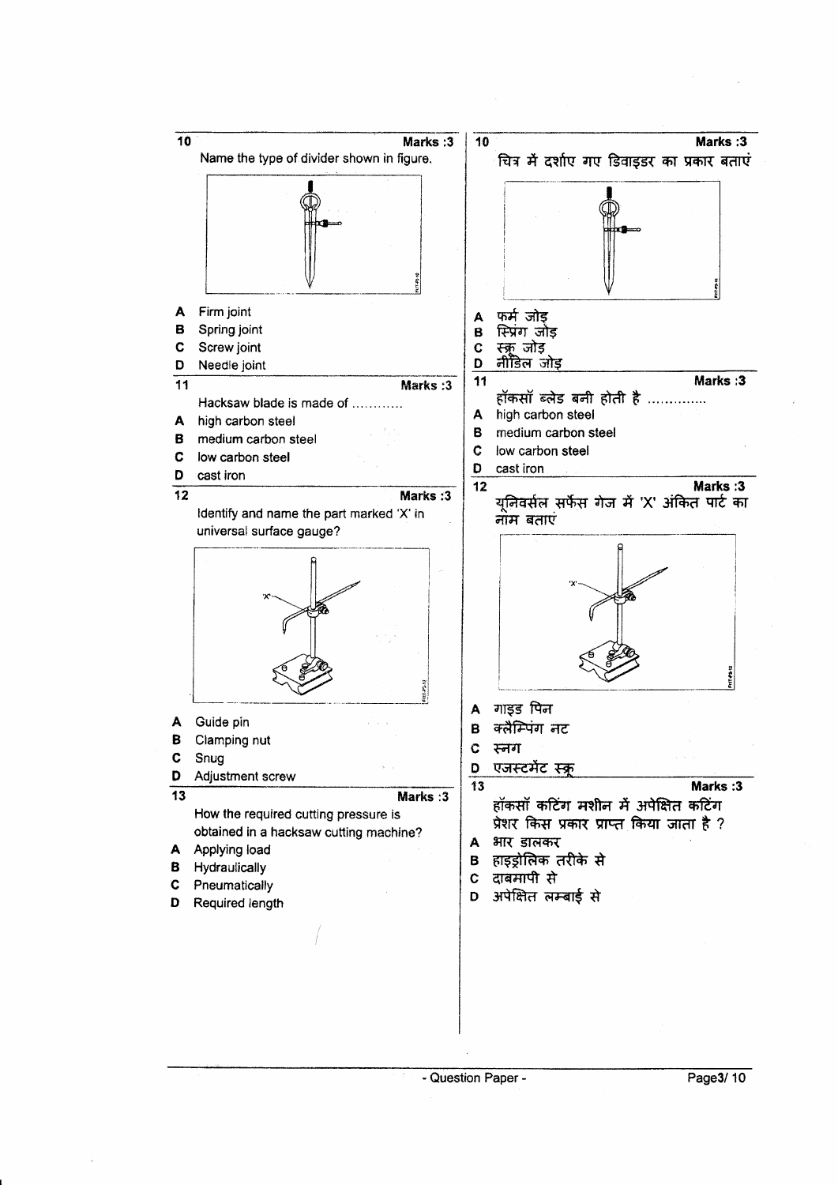**10** Marks :3

Name the type of divider shown in figure.

A Firm joint
B Spring joint
C Screw joint
D Needle joint

**11** Marks :3

Hacksaw blade is made of ............

A high carbon steel
B medium carbon steel
C low carbon steel
D cast iron

**12** Marks :3

Identify and name the part marked 'X' in universal surface gauge?

A Guide pin
B Clamping nut
C Snug
D Adjustment screw

**13** Marks :3

How the required cutting pressure is obtained in a hacksaw cutting machine?

A Applying load
B Hydraulically
C Pneumatically
D Required length

**10** Marks :3

चित्र में दर्शाए गए डिवाइडर का प्रकार बताएं

A फर्म जोड़
B स्प्रिंग जोड़
C स्क्रू जोड़
D नीडिल जोड़

**11** Marks :3

हॉकसॉ ब्लेड बनी होती है ..............

A high carbon steel
B medium carbon steel
C low carbon steel
D cast iron

**12** Marks :3

यूनिवर्सल सर्फेस गेज में 'X' अंकित पार्ट का नाम बताएं

A गाइड पिन
B क्लैम्पिंग नट
C स्नग
D एजस्टमेंट स्क्रू

**13** Marks :3

हॉकसॉ कटिंग मशीन में अपेक्षित कटिंग प्रेशर किस प्रकार प्राप्त किया जाता है ?

A भार डालकर
B हाइड्रोलिक तरीके से
C दाबमापी से
D अपेक्षित लम्बाई से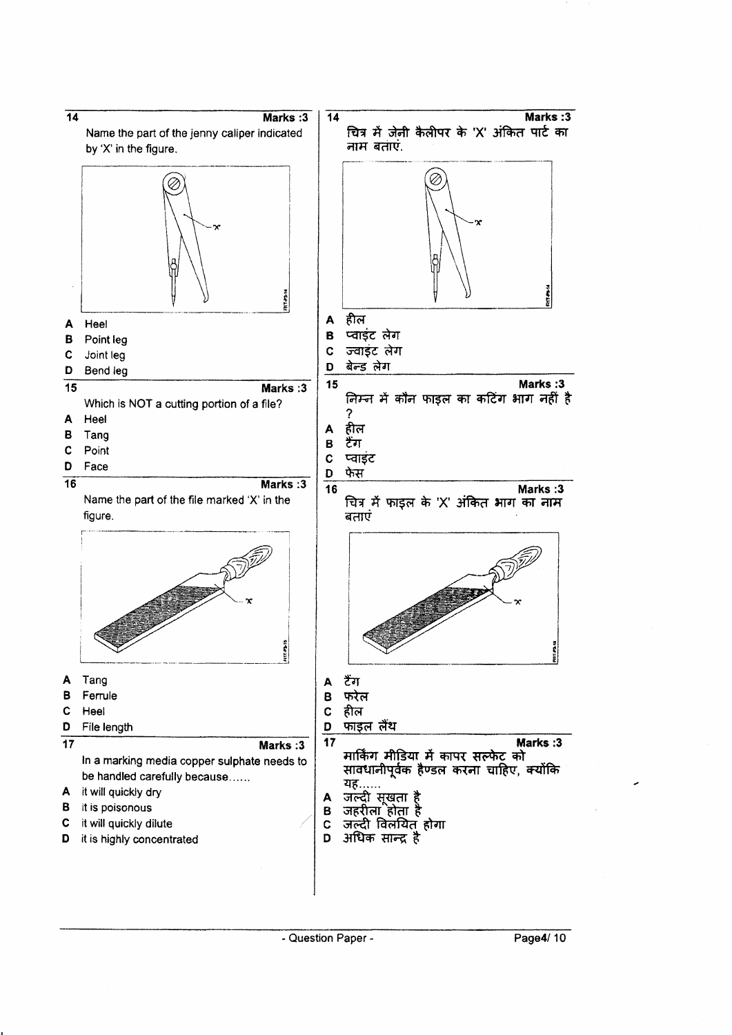**14** **Marks :3**

Name the part of the jenny caliper indicated by 'X' in the figure.

- **A** Heel
- **B** Point leg
- **C** Joint leg
- **D** Bend leg

**15** **Marks :3**

Which is NOT a cutting portion of a file?

- **A** Heel
- **B** Tang
- **C** Point
- **D** Face

**16** **Marks :3**

Name the part of the file marked 'X' in the figure.

- **A** Tang
- **B** Ferrule
- **C** Heel
- **D** File length

**17** **Marks :3**

In a marking media copper sulphate needs to be handled carefully because......

- **A** it will quickly dry
- **B** it is poisonous
- **C** it will quickly dilute
- **D** it is highly concentrated

---

**14** **Marks :3**

चित्र में जेनी कैलीपर के 'X' अंकित पार्ट का नाम बताएं.

- **A** हील
- **B** प्वाइंट लेग
- **C** ज्वाइंट लेग
- **D** बेन्ड लेग

**15** **Marks :3**

निम्न में कौन फाइल का कटिंग भाग नहीं है ?

- **A** हील
- **B** टैंग
- **C** प्वाइंट
- **D** फेस

**16** **Marks :3**

चित्र में फाइल के 'X' अंकित भाग का नाम बताएं

- **A** टैंग
- **B** फरेल
- **C** हील
- **D** फाइल लैंथ

**17** **Marks :3**

मार्किंग मीडिया में कापर सल्फेट को सावधानीपूर्वक हैण्डल करना चाहिए, क्योंकि यह......

- **A** जल्दी सूखता है
- **B** जहरीला होता है
- **C** जल्दी विलयित होगा
- **D** अधिक सान्द्र है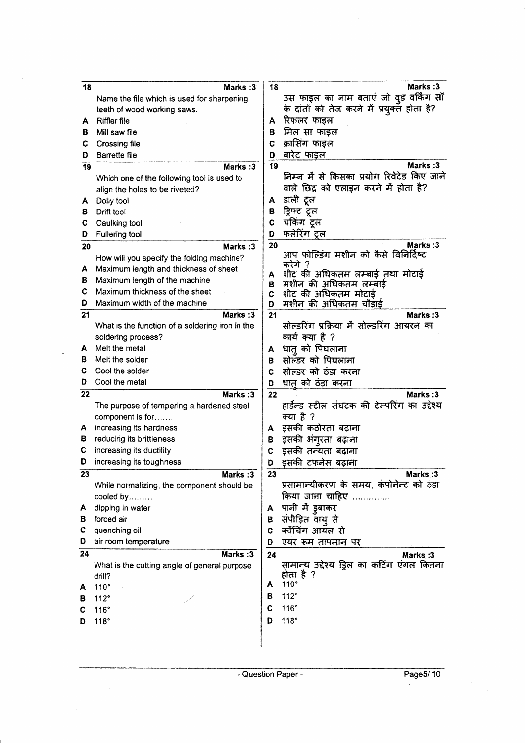**18** — Marks :3

Name the file which is used for sharpening teeth of wood working saws.

A Riffler file
B Mill saw file
C Crossing file
D Barrette file

उस फाइल का नाम बताएं जो वुड वर्किंग सॉ के दांतों को तेज करने में प्रयुक्त होता है?

A रिफलर फाइल
B मिल सा फाइल
C क्रासिंग फाइल
D बारेट फाइल

**19** — Marks :3

Which one of the following tool is used to align the holes to be riveted?

A Dolly tool
B Drift tool
C Caulking tool
D Fullering tool

निम्न में से किसका प्रयोग रिवेटेड किए जाने वाले छिद्र को एलाइन करने में होता है?

A डाली टूल
B ड्रिफ्ट टूल
C चकिंग टूल
D फलेरिंग टूल

**20** — Marks :3

How will you specify the folding machine?

A Maximum length and thickness of sheet
B Maximum length of the machine
C Maximum thickness of the sheet
D Maximum width of the machine

आप फोल्डिंग मशीन को कैसे विनिर्दिष्ट करेंगे ?

A शीट की अधिकतम लम्बाई तथा मोटाई
B मशीन की अधिकतम लम्बाई
C शीट की अधिकतम मोटाई
D मशीन की अधिकतम चौड़ाई

**21** — Marks :3

What is the function of a soldering iron in the soldering process?

A Melt the metal
B Melt the solder
C Cool the solder
D Cool the metal

सोल्डरिंग प्रक्रिया में सोल्डरिंग आयरन का कार्य क्या है ?

A धातु को पिघलाना
B सोल्डर को पिघलाना
C सोल्डर को ठंडा करना
D धातु को ठंडा करना

**22** — Marks :3

The purpose of tempering a hardened steel component is for.......

A increasing its hardness
B reducing its brittleness
C increasing its ductility
D increasing its toughness

हार्डेन्ड स्टील संघटक की टेम्परिंग का उद्देश्य क्या है ?

A इसकी कठोरता बढ़ाना
B इसकी भंगुरता बढ़ाना
C इसकी तन्यता बढ़ाना
D इसकी टफनेस बढ़ाना

**23** — Marks :3

While normalizing, the component should be cooled by.........

A dipping in water
B forced air
C quenching oil
D air room temperature

प्रसामान्यीकरण के समय, कंपोनेन्ट को ठंडा किया जाना चाहिए ..............

A पानी में डुबाकर
B संपीड़ित वायु से
C क्वेंचिंग आयल से
D एयर रूम तापमान पर

**24** — Marks :3

What is the cutting angle of general purpose drill?

A 110°
B 112°
C 116°
D 118°

सामान्य उद्देश्य ड्रिल का कटिंग एंगल कितना होता है ?

A 110°
B 112°
C 116°
D 118°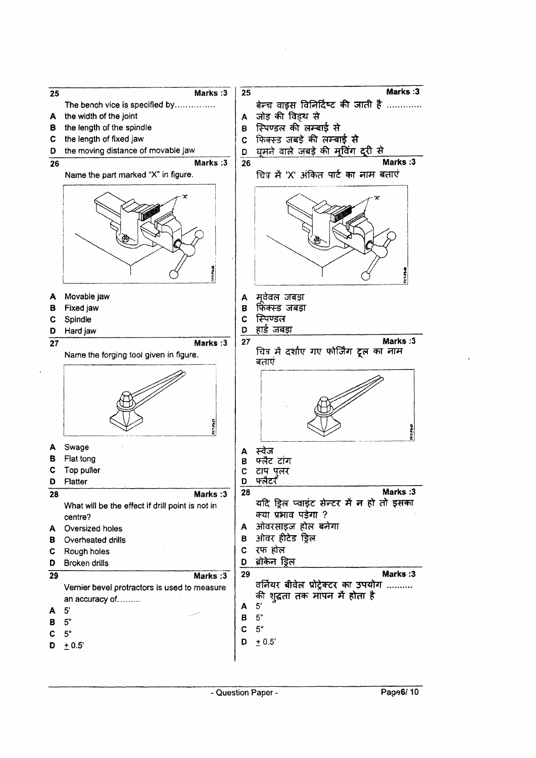**25** Marks :3

The bench vice is specified by...............

A the width of the joint

B the length of the spindle

C the length of fixed jaw

D the moving distance of movable jaw

**25** Marks :3

बेन्च वाइस विनिर्दिष्ट की जाती है .............

A जोड़ की विड्थ से

B स्पिण्डल की लम्बाई से

C फिक्स्ड जबड़े की लम्बाई से

D घूमने वाले जबड़े की मूविंग दूरी से

**26** Marks :3

Name the part marked "X" in figure.

A Movable jaw

B Fixed jaw

C Spindle

D Hard jaw

**26** Marks :3

चित्र में 'X' अंकित पार्ट का नाम बताएं

A मूवेबल जबड़ा

B फिक्स्ड जबड़ा

C स्पिण्डल

D हार्ड जबड़ा

**27** Marks :3

Name the forging tool given in figure.

A Swage

B Flat tong

C Top puller

D Flatter

**27** Marks :3

चित्र में दर्शाए गए फोर्जिंग टूल का नाम बताएं

A स्वेज

B फ्लैट टांग

C टाप पुलर

D फ्लैटर

**28** Marks :3

What will be the effect if drill point is not in centre?

A Oversized holes

B Overheated drills

C Rough holes

D Broken drills

**28** Marks :3

यदि ड्रिल प्वाइंट सेन्टर में न हो तो इसका क्या प्रभाव पड़ेगा ?

A ओवरसाइज होल बनेगा

B ओवर हीटेड ड्रिल

C रफ होल

D ब्रोकेन ड्रिल

**29** Marks :3

Vernier bevel protractors is used to measure an accuracy of.........

A 5'

B 5"

C 5°

D ± 0.5'

**29** Marks :3

वर्नियर बीवेल प्रोट्रेक्टर का उपयोग .......... की शुद्धता तक मापन में होता है

A 5'

B 5"

C 5°

D ± 0.5'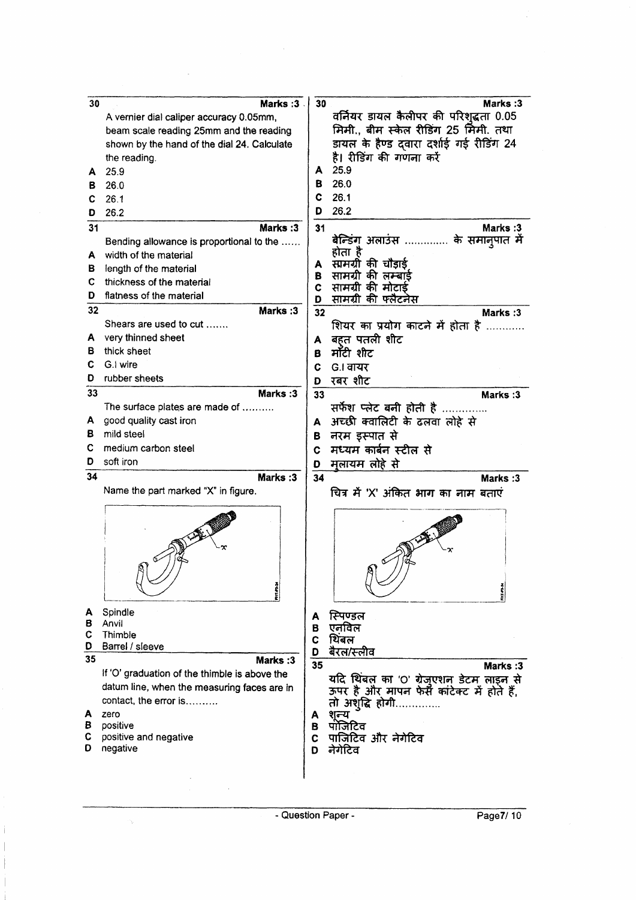**30** **Marks :3**

A vernier dial caliper accuracy 0.05mm, beam scale reading 25mm and the reading shown by the hand of the dial 24. Calculate the reading.

A 25.9
B 26.0
C 26.1
D 26.2

**30** **Marks :3**

वर्नियर डायल कैलीपर की परिशुद्धता 0.05 मिमी., बीम स्केल रीडिंग 25 मिमी. तथा डायल के हैण्ड द्वारा दर्शाई गई रीडिंग 24 है। रीडिंग की गणना करें

A 25.9
B 26.0
C 26.1
D 26.2

**31** **Marks :3**

Bending allowance is proportional to the ……

A width of the material
B length of the material
C thickness of the material
D flatness of the material

**31** **Marks :3**

बेन्डिंग अलाउंस ………….. के समानुपात में होता है

A सामग्री की चौड़ाई
B सामग्री की लम्बाई
C सामग्री की मोटाई
D सामग्री की फ्लैटनेस

**32** **Marks :3**

Shears are used to cut …….

A very thinned sheet
B thick sheet
C G.I wire
D rubber sheets

**32** **Marks :3**

शियर का प्रयोग काटने में होता है …………

A बहुत पतली शीट
B मोटी शीट
C G.I वायर
D रबर शीट

**33** **Marks :3**

The surface plates are made of ……….

A good quality cast iron
B mild steel
C medium carbon steel
D soft iron

**33** **Marks :3**

सर्फेश प्लेट बनी होती है …………..

A अच्छी क्वालिटी के ढलवा लोहे से
B नरम इस्पात से
C मध्यम कार्बन स्टील से
D मुलायम लोहे से

**34** **Marks :3**

Name the part marked "X" in figure.

A Spindle
B Anvil
C Thimble
D Barrel / sleeve

**34** **Marks :3**

चित्र में 'X' अंकित भाग का नाम बताएं

A स्पिण्डल
B एनविल
C थिंबल
D बैरल/स्लीव

**35** **Marks :3**

If 'O' graduation of the thimble is above the datum line, when the measuring faces are in contact, the error is……….

A zero
B positive
C positive and negative
D negative

**35** **Marks :3**

यदि थिंबल का 'O' ग्रेजुएशन डेटम लाइन से ऊपर है और मापन फेसें कांटेक्ट में होते हैं, तो अशुद्धि होगी…………..

A शून्य
B पोजिटिव
C पाजिटिव और नेगेटिव
D नेगेटिव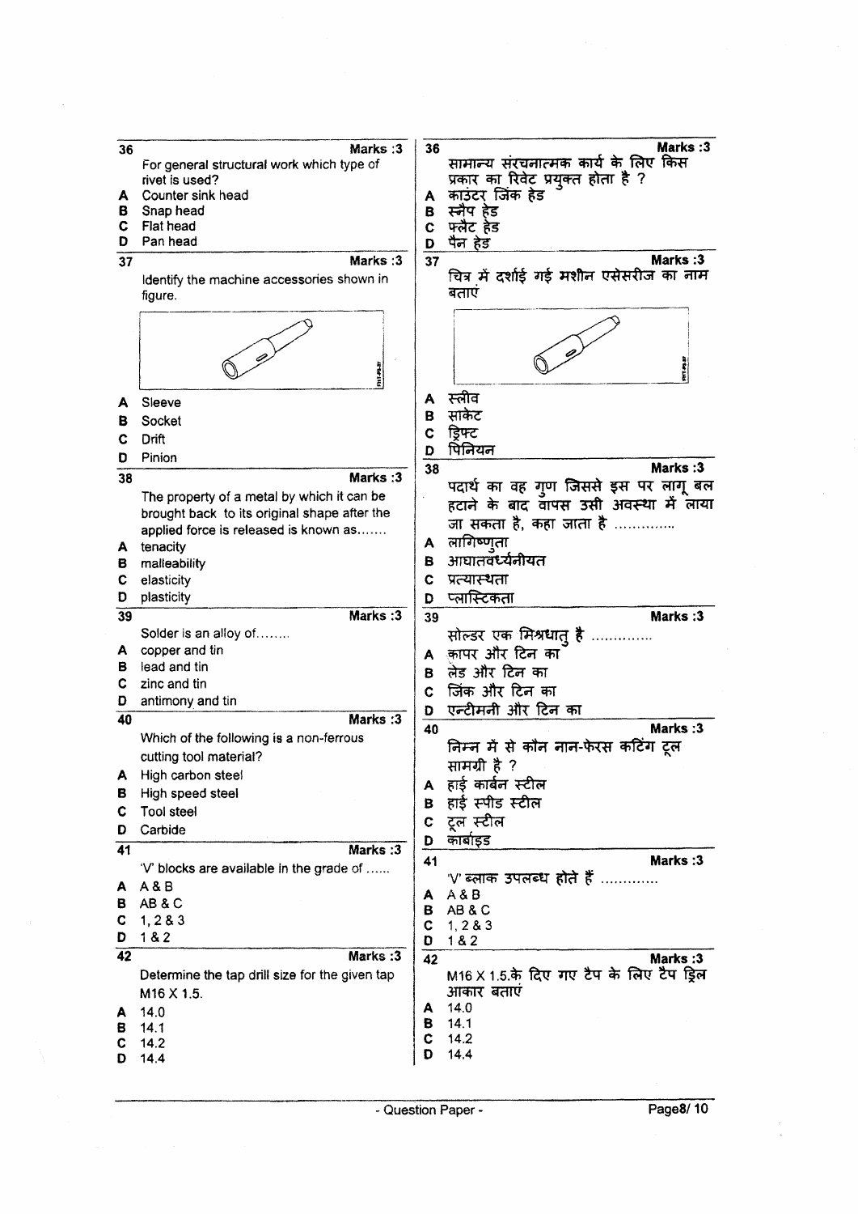**36** Marks :3

For general structural work which type of rivet is used?

A Counter sink head
B Snap head
C Flat head
D Pan head

**36** Marks :3

सामान्य संरचनात्मक कार्य के लिए किस प्रकार का रिवेट प्रयुक्त होता है ?

A काउंटर सिंक हेड
B स्नैप हेड
C फ्लैट हेड
D पैन हेड

**37** Marks :3

Identify the machine accessories shown in figure.

A Sleeve
B Socket
C Drift
D Pinion

**37** Marks :3

चित्र में दर्शाई गई मशीन एसेसरीज का नाम बताएं

A स्लीव
B साकेट
C ड्रिफ्ट
D पिनियन

**38** Marks :3

The property of a metal by which it can be brought back to its original shape after the applied force is released is known as.......

A tenacity
B malleability
C elasticity
D plasticity

**38** Marks :3

पदार्थ का वह गुण जिससे इस पर लागू बल हटाने के बाद वापस उसी अवस्था में लाया जा सकता है, कहा जाता है ..............

A लागिष्णुता
B आघातवर्ध्यनीयत
C प्रत्यास्थता
D प्लास्टिकता

**39** Marks :3

Solder is an alloy of........

A copper and tin
B lead and tin
C zinc and tin
D antimony and tin

**39** Marks :3

सोल्डर एक मिश्रधातु है ..............

A कापर और टिन का
B लेड और टिन का
C जिंक और टिन का
D एन्टीमनी और टिन का

**40** Marks :3

Which of the following is a non-ferrous cutting tool material?

A High carbon steel
B High speed steel
C Tool steel
D Carbide

**40** Marks :3

निम्न में से कौन नान-फेरस कटिंग टूल सामग्री है ?

A हाई कार्बन स्टील
B हाई स्पीड स्टील
C टूल स्टील
D कार्बाइड

**41** Marks :3

'V' blocks are available in the grade of ......

A A & B
B AB & C
C 1, 2 & 3
D 1 & 2

**41** Marks :3

'V' ब्लाक उपलब्ध होते हैं .............

A A & B
B AB & C
C 1, 2 & 3
D 1 & 2

**42** Marks :3

Determine the tap drill size for the given tap M16 X 1.5.

A 14.0
B 14.1
C 14.2
D 14.4

**42** Marks :3

M16 X 1.5.के दिए गए टैप के लिए टैप ड्रिल आकार बताएं

A 14.0
B 14.1
C 14.2
D 14.4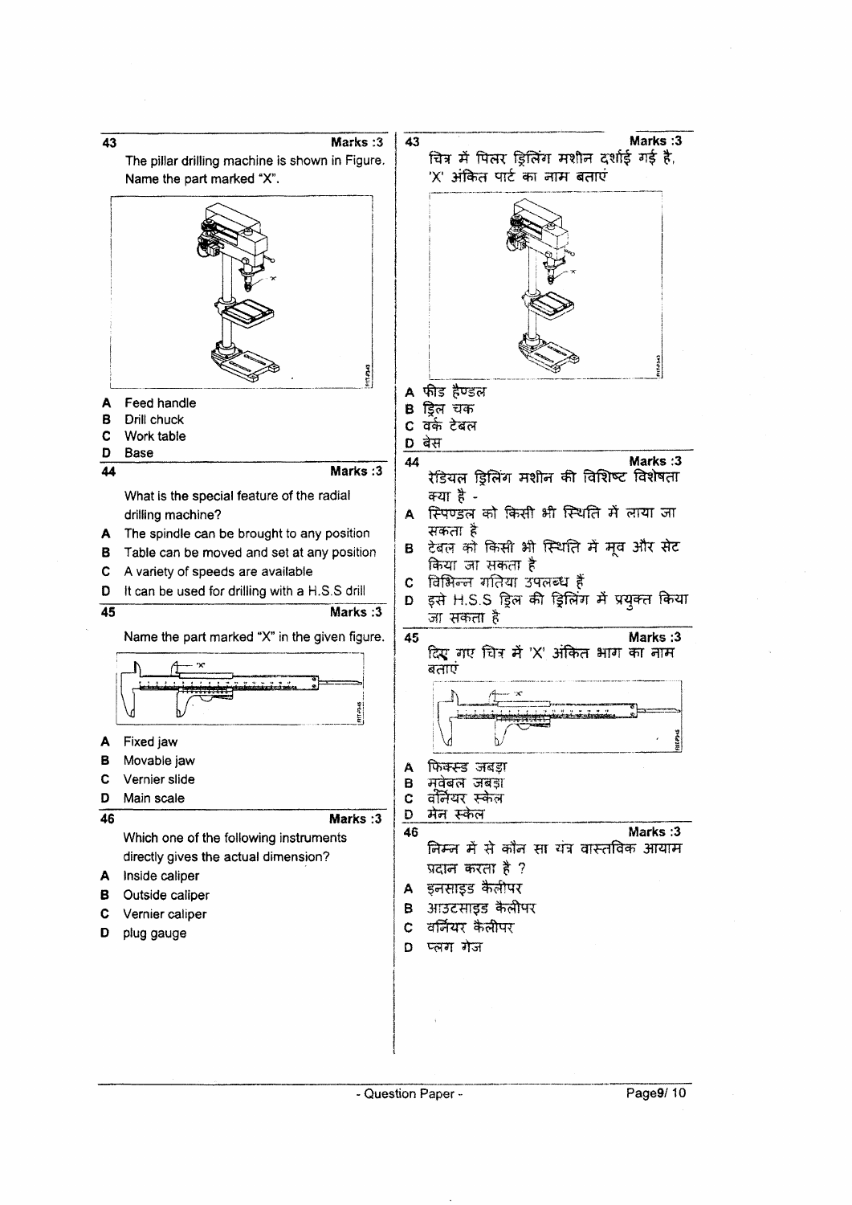**43** Marks :3

The pillar drilling machine is shown in Figure. Name the part marked "X".

A Feed handle
B Drill chuck
C Work table
D Base

**44** Marks :3

What is the special feature of the radial drilling machine?

A The spindle can be brought to any position
B Table can be moved and set at any position
C A variety of speeds are available
D It can be used for drilling with a H.S.S drill

**45** Marks :3

Name the part marked "X" in the given figure.

A Fixed jaw
B Movable jaw
C Vernier slide
D Main scale

**46** Marks :3

Which one of the following instruments directly gives the actual dimension?

A Inside caliper
B Outside caliper
C Vernier caliper
D plug gauge

**43** Marks :3

चित्र में पिलर ड्रिलिंग मशीन दर्शाई गई है, 'X' अंकित पार्ट का नाम बताएं

A फीड हैण्डल
B ड्रिल चक
C वर्क टेबल
D बेस

**44** Marks :3

रेडियल ड्रिलिंग मशीन की विशिष्ट विशेषता क्या है -

A स्पिण्डल को किसी भी स्थिति में लाया जा सकता है
B टेबल को किसी भी स्थिति में मूव और सेट किया जा सकता है
C विभिन्न गतियां उपलब्ध हैं
D इसे H.S.S ड्रिल की ड्रिलिंग में प्रयुक्त किया जा सकता है

**45** Marks :3

दिए गए चित्र में 'X' अंकित भाग का नाम बताएं

A फिक्स्ड जबड़ा
B मूवेबल जबड़ा
C वर्नियर स्केल
D मेन स्केल

**46** Marks :3

निम्न में से कौन सा यंत्र वास्तविक आयाम प्रदान करता है ?

A इनसाइड कैलीपर
B आउटसाइड कैलीपर
C वर्नियर कैलीपर
D प्लग गेज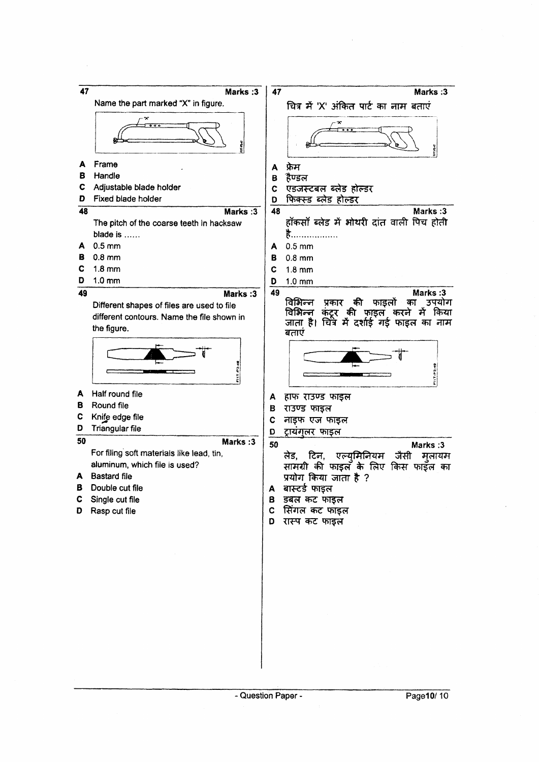**47** Marks :3

Name the part marked "X" in figure.

A Frame
B Handle
C Adjustable blade holder
D Fixed blade holder

**48** Marks :3

The pitch of the coarse teeth in hacksaw blade is ......

A 0.5 mm
B 0.8 mm
C 1.8 mm
D 1.0 mm

**49** Marks :3

Different shapes of files are used to file different contours. Name the file shown in the figure.

A Half round file
B Round file
C Knife edge file
D Triangular file

**50** Marks :3

For filing soft materials like lead, tin, aluminum, which file is used?

A Bastard file
B Double cut file
C Single cut file
D Rasp cut file

**47** Marks :3

चित्र में 'X' अंकित पार्ट का नाम बताएं

A फ्रेम
B हैण्डल
C एडजस्टबल ब्लेड होल्डर
D फिक्स्ड ब्लेड होल्डर

**48** Marks :3

हॉकसॉ ब्लेड में भोथरी दांत वाली पिच होती है..................

A 0.5 mm
B 0.8 mm
C 1.8 mm
D 1.0 mm

**49** Marks :3

विभिन्न प्रकार की फाइलों का उपयोग विभिन्न कंटूर की फाइल करने में किया जाता है। चित्र में दर्शाई गई फाइल का नाम बताएं

A हाफ राउण्ड फाइल
B राउण्ड फाइल
C नाइफ एज फाइल
D ट्रायंगुलर फाइल

**50** Marks :3

लेड, टिन, एल्युमिनियम जैसी मुलायम सामग्री की फाइल के लिए किस फाइल का प्रयोग किया जाता है ?

A बास्टर्ड फाइल
B डबल कट फाइल
C सिंगल कट फाइल
D रास्प कट फाइल